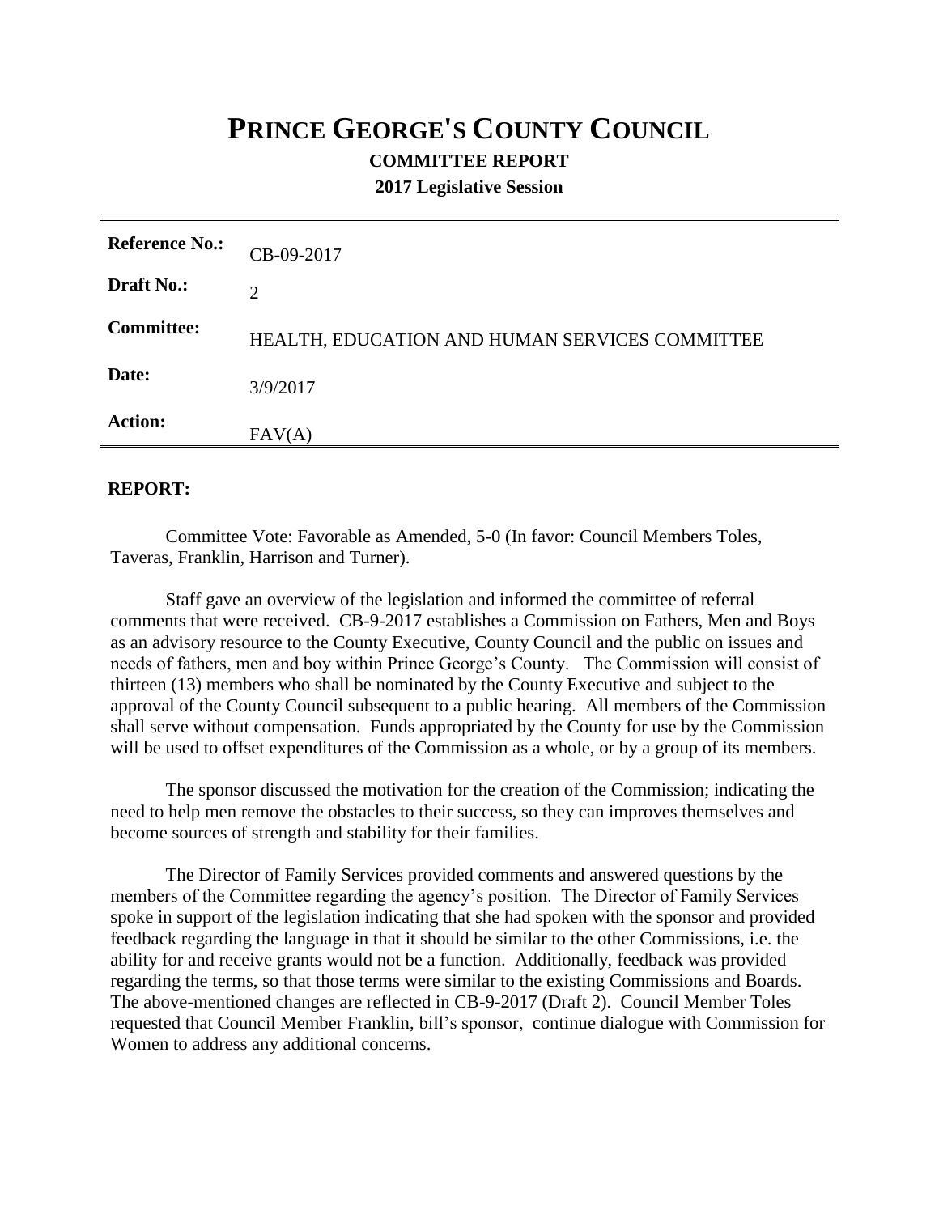# PRINCE GEORGE'S COUNTY COUNCIL

**COMMITTEE REPORT**

**2017 Legislative Session**

| | |
|---|---|
| **Reference No.:** | CB-09-2017 |
| **Draft No.:** | 2 |
| **Committee:** | HEALTH, EDUCATION AND HUMAN SERVICES COMMITTEE |
| **Date:** | 3/9/2017 |
| **Action:** | FAV(A) |

**REPORT:**

Committee Vote: Favorable as Amended, 5-0 (In favor: Council Members Toles, Taveras, Franklin, Harrison and Turner).

Staff gave an overview of the legislation and informed the committee of referral comments that were received. CB-9-2017 establishes a Commission on Fathers, Men and Boys as an advisory resource to the County Executive, County Council and the public on issues and needs of fathers, men and boy within Prince George's County. The Commission will consist of thirteen (13) members who shall be nominated by the County Executive and subject to the approval of the County Council subsequent to a public hearing. All members of the Commission shall serve without compensation. Funds appropriated by the County for use by the Commission will be used to offset expenditures of the Commission as a whole, or by a group of its members.

The sponsor discussed the motivation for the creation of the Commission; indicating the need to help men remove the obstacles to their success, so they can improves themselves and become sources of strength and stability for their families.

The Director of Family Services provided comments and answered questions by the members of the Committee regarding the agency's position. The Director of Family Services spoke in support of the legislation indicating that she had spoken with the sponsor and provided feedback regarding the language in that it should be similar to the other Commissions, i.e. the ability for and receive grants would not be a function. Additionally, feedback was provided regarding the terms, so that those terms were similar to the existing Commissions and Boards. The above-mentioned changes are reflected in CB-9-2017 (Draft 2). Council Member Toles requested that Council Member Franklin, bill's sponsor, continue dialogue with Commission for Women to address any additional concerns.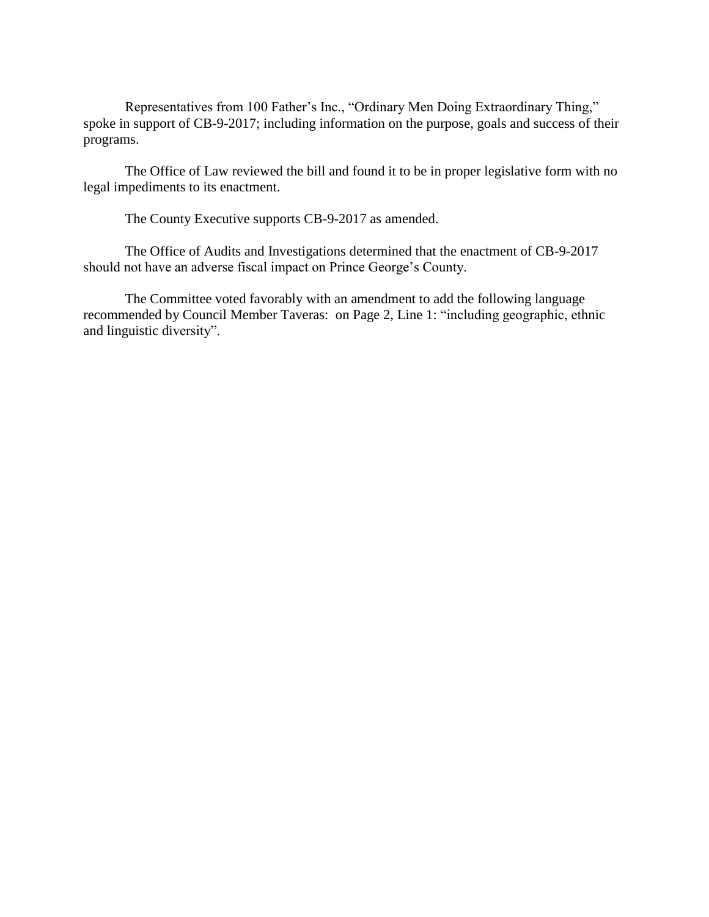Representatives from 100 Father's Inc., "Ordinary Men Doing Extraordinary Thing," spoke in support of CB-9-2017; including information on the purpose, goals and success of their programs.

The Office of Law reviewed the bill and found it to be in proper legislative form with no legal impediments to its enactment.

The County Executive supports CB-9-2017 as amended.

The Office of Audits and Investigations determined that the enactment of CB-9-2017 should not have an adverse fiscal impact on Prince George's County.

The Committee voted favorably with an amendment to add the following language recommended by Council Member Taveras: on Page 2, Line 1: "including geographic, ethnic and linguistic diversity".